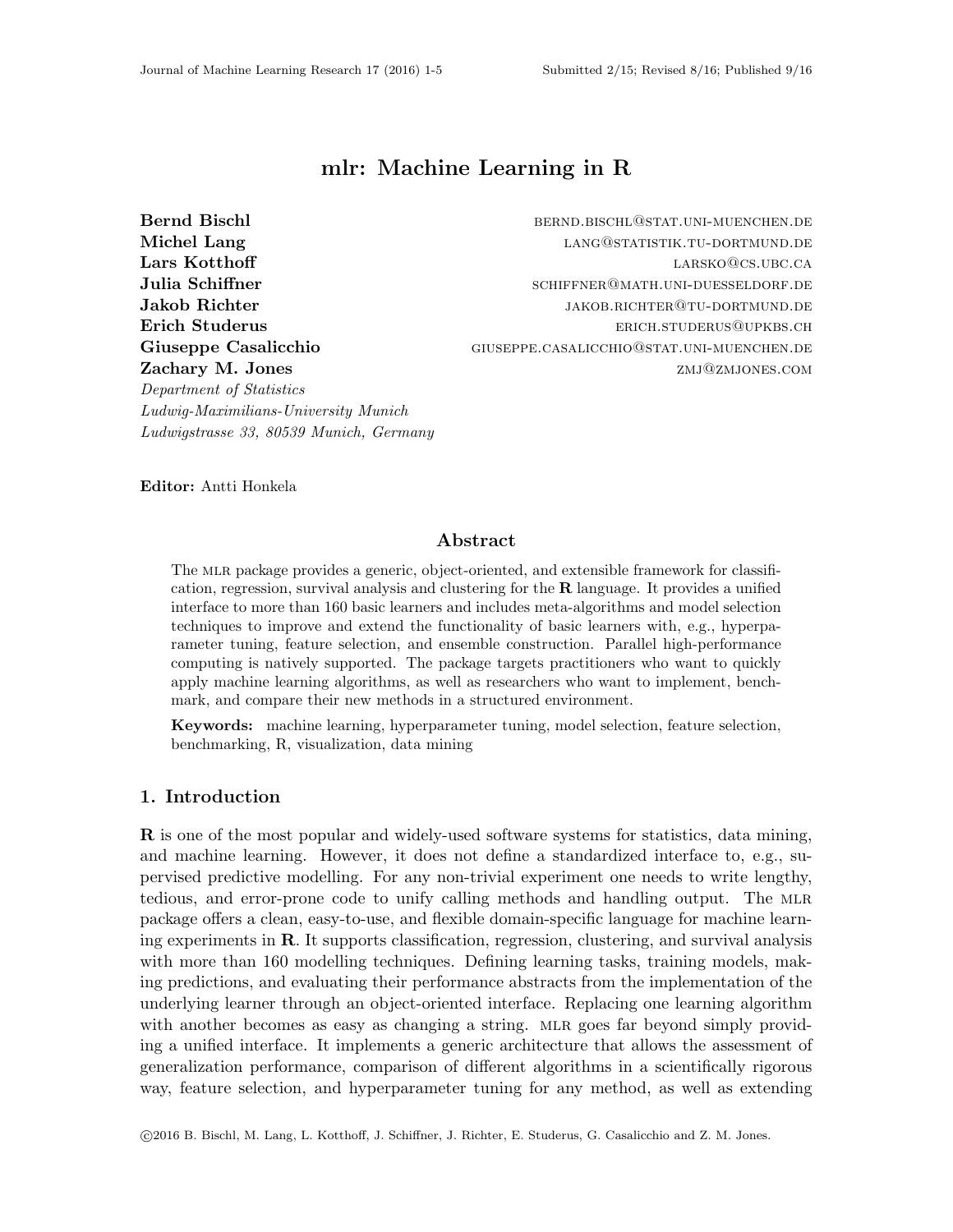# mlr: Machine Learning in R

**Bernd Bischl** BERND.BISCHL@STAT.UNI-MUENCHEN.DE
**Michel Lang** LANG@STATISTIK.TU-DORTMUND.DE
**Lars Kotthoff** LARSKO@CS.UBC.CA
**Julia Schiffner** SCHIFFNER@MATH.UNI-DUESSELDORF.DE
**Jakob Richter** JAKOB.RICHTER@TU-DORTMUND.DE
**Erich Studerus** ERICH.STUDERUS@UPKBS.CH
**Giuseppe Casalicchio** GIUSEPPE.CASALICCHIO@STAT.UNI-MUENCHEN.DE
**Zachary M. Jones** ZMJ@ZMJONES.COM

*Department of Statistics*
*Ludwig-Maximilians-University Munich*
*Ludwigstrasse 33, 80539 Munich, Germany*

**Editor:** Antti Honkela

## Abstract

The MLR package provides a generic, object-oriented, and extensible framework for classification, regression, survival analysis and clustering for the **R** language. It provides a unified interface to more than 160 basic learners and includes meta-algorithms and model selection techniques to improve and extend the functionality of basic learners with, e.g., hyperparameter tuning, feature selection, and ensemble construction. Parallel high-performance computing is natively supported. The package targets practitioners who want to quickly apply machine learning algorithms, as well as researchers who want to implement, benchmark, and compare their new methods in a structured environment.

**Keywords:** machine learning, hyperparameter tuning, model selection, feature selection, benchmarking, R, visualization, data mining

## 1. Introduction

**R** is one of the most popular and widely-used software systems for statistics, data mining, and machine learning. However, it does not define a standardized interface to, e.g., supervised predictive modelling. For any non-trivial experiment one needs to write lengthy, tedious, and error-prone code to unify calling methods and handling output. The MLR package offers a clean, easy-to-use, and flexible domain-specific language for machine learning experiments in **R**. It supports classification, regression, clustering, and survival analysis with more than 160 modelling techniques. Defining learning tasks, training models, making predictions, and evaluating their performance abstracts from the implementation of the underlying learner through an object-oriented interface. Replacing one learning algorithm with another becomes as easy as changing a string. MLR goes far beyond simply providing a unified interface. It implements a generic architecture that allows the assessment of generalization performance, comparison of different algorithms in a scientifically rigorous way, feature selection, and hyperparameter tuning for any method, as well as extending

©2016 B. Bischl, M. Lang, L. Kotthoff, J. Schiffner, J. Richter, E. Studerus, G. Casalicchio and Z. M. Jones.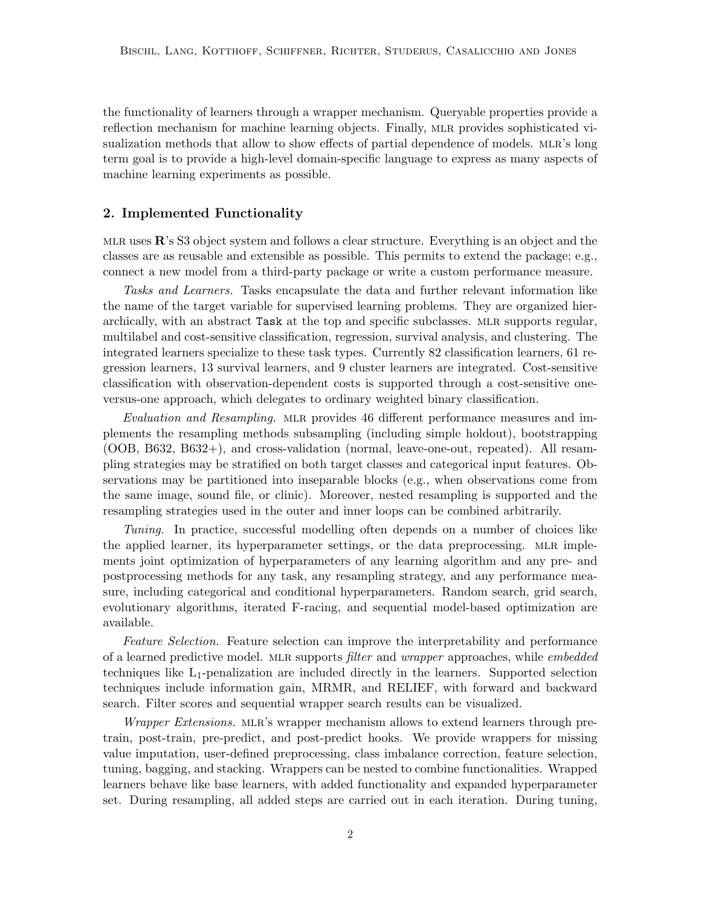the functionality of learners through a wrapper mechanism. Queryable properties provide a reflection mechanism for machine learning objects. Finally, mlr provides sophisticated visualization methods that allow to show effects of partial dependence of models. mlr's long term goal is to provide a high-level domain-specific language to express as many aspects of machine learning experiments as possible.

## 2. Implemented Functionality

mlr uses **R**'s S3 object system and follows a clear structure. Everything is an object and the classes are as reusable and extensible as possible. This permits to extend the package; e.g., connect a new model from a third-party package or write a custom performance measure.

*Tasks and Learners.* Tasks encapsulate the data and further relevant information like the name of the target variable for supervised learning problems. They are organized hierarchically, with an abstract `Task` at the top and specific subclasses. mlr supports regular, multilabel and cost-sensitive classification, regression, survival analysis, and clustering. The integrated learners specialize to these task types. Currently 82 classification learners, 61 regression learners, 13 survival learners, and 9 cluster learners are integrated. Cost-sensitive classification with observation-dependent costs is supported through a cost-sensitive one-versus-one approach, which delegates to ordinary weighted binary classification.

*Evaluation and Resampling.* mlr provides 46 different performance measures and implements the resampling methods subsampling (including simple holdout), bootstrapping (OOB, B632, B632+), and cross-validation (normal, leave-one-out, repeated). All resampling strategies may be stratified on both target classes and categorical input features. Observations may be partitioned into inseparable blocks (e.g., when observations come from the same image, sound file, or clinic). Moreover, nested resampling is supported and the resampling strategies used in the outer and inner loops can be combined arbitrarily.

*Tuning.* In practice, successful modelling often depends on a number of choices like the applied learner, its hyperparameter settings, or the data preprocessing. mlr implements joint optimization of hyperparameters of any learning algorithm and any pre- and postprocessing methods for any task, any resampling strategy, and any performance measure, including categorical and conditional hyperparameters. Random search, grid search, evolutionary algorithms, iterated F-racing, and sequential model-based optimization are available.

*Feature Selection.* Feature selection can improve the interpretability and performance of a learned predictive model. mlr supports *filter* and *wrapper* approaches, while *embedded* techniques like $L_1$-penalization are included directly in the learners. Supported selection techniques include information gain, MRMR, and RELIEF, with forward and backward search. Filter scores and sequential wrapper search results can be visualized.

*Wrapper Extensions.* mlr's wrapper mechanism allows to extend learners through pre-train, post-train, pre-predict, and post-predict hooks. We provide wrappers for missing value imputation, user-defined preprocessing, class imbalance correction, feature selection, tuning, bagging, and stacking. Wrappers can be nested to combine functionalities. Wrapped learners behave like base learners, with added functionality and expanded hyperparameter set. During resampling, all added steps are carried out in each iteration. During tuning,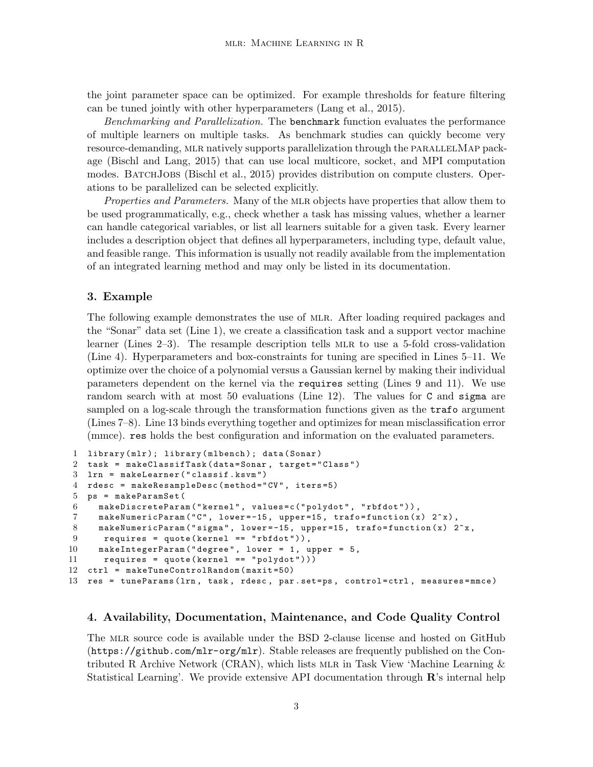the joint parameter space can be optimized. For example thresholds for feature filtering can be tuned jointly with other hyperparameters (Lang et al., 2015).

*Benchmarking and Parallelization.* The `benchmark` function evaluates the performance of multiple learners on multiple tasks. As benchmark studies can quickly become very resource-demanding, mlr natively supports parallelization through the parallelMap package (Bischl and Lang, 2015) that can use local multicore, socket, and MPI computation modes. BatchJobs (Bischl et al., 2015) provides distribution on compute clusters. Operations to be parallelized can be selected explicitly.

*Properties and Parameters.* Many of the mlr objects have properties that allow them to be used programmatically, e.g., check whether a task has missing values, whether a learner can handle categorical variables, or list all learners suitable for a given task. Every learner includes a description object that defines all hyperparameters, including type, default value, and feasible range. This information is usually not readily available from the implementation of an integrated learning method and may only be listed in its documentation.

## 3. Example

The following example demonstrates the use of mlr. After loading required packages and the "Sonar" data set (Line 1), we create a classification task and a support vector machine learner (Lines 2–3). The resample description tells mlr to use a 5-fold cross-validation (Line 4). Hyperparameters and box-constraints for tuning are specified in Lines 5–11. We optimize over the choice of a polynomial versus a Gaussian kernel by making their individual parameters dependent on the kernel via the `requires` setting (Lines 9 and 11). We use random search with at most 50 evaluations (Line 12). The values for `C` and `sigma` are sampled on a log-scale through the transformation functions given as the `trafo` argument (Lines 7–8). Line 13 binds everything together and optimizes for mean misclassification error (mmce). `res` holds the best configuration and information on the evaluated parameters.

```
1  library(mlr); library(mlbench); data(Sonar)
2  task = makeClassifTask(data=Sonar, target="Class")
3  lrn = makeLearner("classif.ksvm")
4  rdesc = makeResampleDesc(method="CV", iters=5)
5  ps = makeParamSet(
6    makeDiscreteParam("kernel", values=c("polydot", "rbfdot")),
7    makeNumericParam("C", lower=-15, upper=15, trafo=function(x) 2^x),
8    makeNumericParam("sigma", lower=-15, upper=15, trafo=function(x) 2^x,
9      requires = quote(kernel == "rbfdot")),
10   makeIntegerParam("degree", lower = 1, upper = 5,
11     requires = quote(kernel == "polydot")))
12 ctrl = makeTuneControlRandom(maxit=50)
13 res = tuneParams(lrn, task, rdesc, par.set=ps, control=ctrl, measures=mmce)
```

## 4. Availability, Documentation, Maintenance, and Code Quality Control

The mlr source code is available under the BSD 2-clause license and hosted on GitHub (https://github.com/mlr-org/mlr). Stable releases are frequently published on the Contributed R Archive Network (CRAN), which lists mlr in Task View 'Machine Learning & Statistical Learning'. We provide extensive API documentation through **R**'s internal help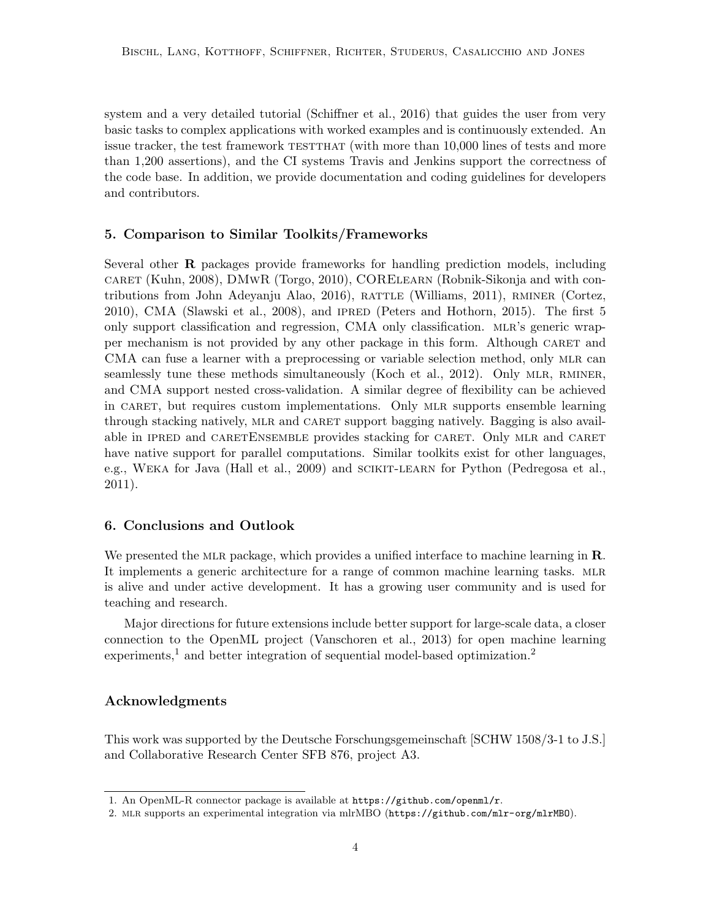system and a very detailed tutorial (Schiffner et al., 2016) that guides the user from very basic tasks to complex applications with worked examples and is continuously extended. An issue tracker, the test framework TESTTHAT (with more than 10,000 lines of tests and more than 1,200 assertions), and the CI systems Travis and Jenkins support the correctness of the code base. In addition, we provide documentation and coding guidelines for developers and contributors.

## 5. Comparison to Similar Toolkits/Frameworks

Several other **R** packages provide frameworks for handling prediction models, including CARET (Kuhn, 2008), DMwR (Torgo, 2010), CORELEARN (Robnik-Sikonja and with contributions from John Adeyanju Alao, 2016), RATTLE (Williams, 2011), RMINER (Cortez, 2010), CMA (Slawski et al., 2008), and IPRED (Peters and Hothorn, 2015). The first 5 only support classification and regression, CMA only classification. MLR's generic wrapper mechanism is not provided by any other package in this form. Although CARET and CMA can fuse a learner with a preprocessing or variable selection method, only MLR can seamlessly tune these methods simultaneously (Koch et al., 2012). Only MLR, RMINER, and CMA support nested cross-validation. A similar degree of flexibility can be achieved in CARET, but requires custom implementations. Only MLR supports ensemble learning through stacking natively, MLR and CARET support bagging natively. Bagging is also available in IPRED and CARETENSEMBLE provides stacking for CARET. Only MLR and CARET have native support for parallel computations. Similar toolkits exist for other languages, e.g., WEKA for Java (Hall et al., 2009) and SCIKIT-LEARN for Python (Pedregosa et al., 2011).

## 6. Conclusions and Outlook

We presented the MLR package, which provides a unified interface to machine learning in **R**. It implements a generic architecture for a range of common machine learning tasks. MLR is alive and under active development. It has a growing user community and is used for teaching and research.

Major directions for future extensions include better support for large-scale data, a closer connection to the OpenML project (Vanschoren et al., 2013) for open machine learning experiments,[1] and better integration of sequential model-based optimization.[2]

## Acknowledgments

This work was supported by the Deutsche Forschungsgemeinschaft [SCHW 1508/3-1 to J.S.] and Collaborative Research Center SFB 876, project A3.

---

1. An OpenML-R connector package is available at `https://github.com/openml/r`.
2. MLR supports an experimental integration via mlrMBO (`https://github.com/mlr-org/mlrMBO`).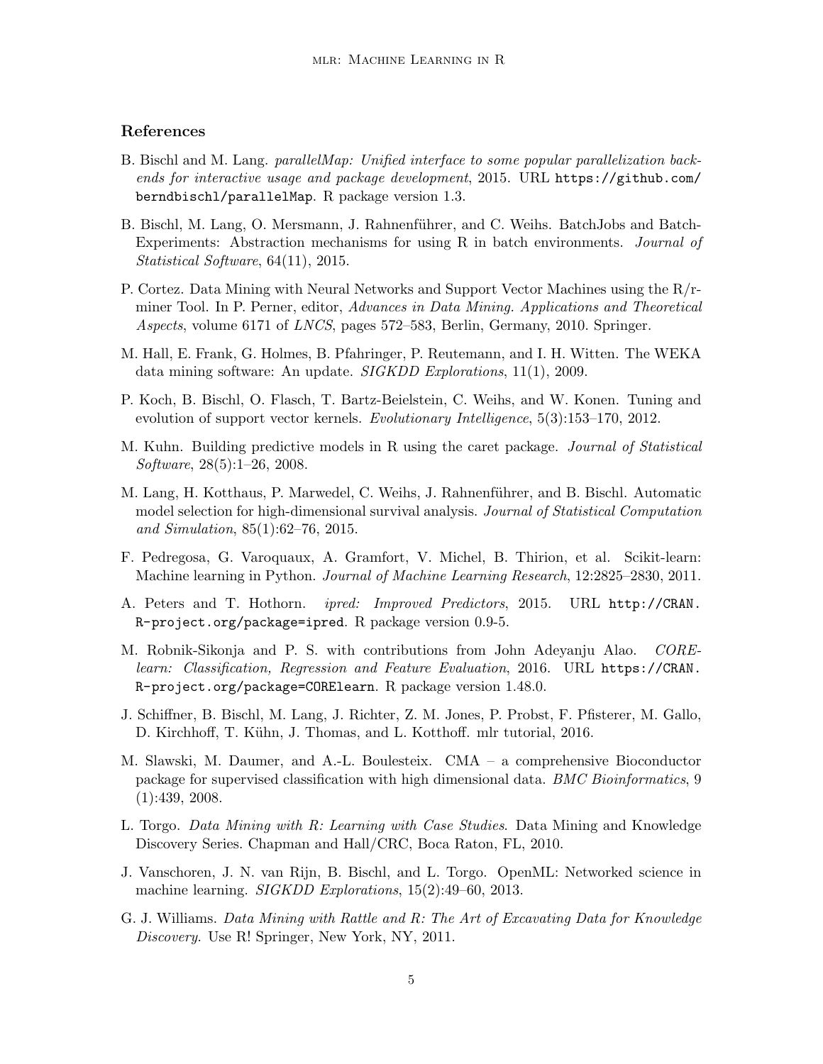## References

B. Bischl and M. Lang. *parallelMap: Unified interface to some popular parallelization backends for interactive usage and package development*, 2015. URL `https://github.com/berndbischl/parallelMap`. R package version 1.3.

B. Bischl, M. Lang, O. Mersmann, J. Rahnenführer, and C. Weihs. BatchJobs and BatchExperiments: Abstraction mechanisms for using R in batch environments. *Journal of Statistical Software*, 64(11), 2015.

P. Cortez. Data Mining with Neural Networks and Support Vector Machines using the R/rminer Tool. In P. Perner, editor, *Advances in Data Mining. Applications and Theoretical Aspects*, volume 6171 of *LNCS*, pages 572–583, Berlin, Germany, 2010. Springer.

M. Hall, E. Frank, G. Holmes, B. Pfahringer, P. Reutemann, and I. H. Witten. The WEKA data mining software: An update. *SIGKDD Explorations*, 11(1), 2009.

P. Koch, B. Bischl, O. Flasch, T. Bartz-Beielstein, C. Weihs, and W. Konen. Tuning and evolution of support vector kernels. *Evolutionary Intelligence*, 5(3):153–170, 2012.

M. Kuhn. Building predictive models in R using the caret package. *Journal of Statistical Software*, 28(5):1–26, 2008.

M. Lang, H. Kotthaus, P. Marwedel, C. Weihs, J. Rahnenführer, and B. Bischl. Automatic model selection for high-dimensional survival analysis. *Journal of Statistical Computation and Simulation*, 85(1):62–76, 2015.

F. Pedregosa, G. Varoquaux, A. Gramfort, V. Michel, B. Thirion, et al. Scikit-learn: Machine learning in Python. *Journal of Machine Learning Research*, 12:2825–2830, 2011.

A. Peters and T. Hothorn. *ipred: Improved Predictors*, 2015. URL `http://CRAN.R-project.org/package=ipred`. R package version 0.9-5.

M. Robnik-Sikonja and P. S. with contributions from John Adeyanju Alao. *CORElearn: Classification, Regression and Feature Evaluation*, 2016. URL `https://CRAN.R-project.org/package=CORElearn`. R package version 1.48.0.

J. Schiffner, B. Bischl, M. Lang, J. Richter, Z. M. Jones, P. Probst, F. Pfisterer, M. Gallo, D. Kirchhoff, T. Kühn, J. Thomas, and L. Kotthoff. mlr tutorial, 2016.

M. Slawski, M. Daumer, and A.-L. Boulesteix. CMA – a comprehensive Bioconductor package for supervised classification with high dimensional data. *BMC Bioinformatics*, 9 (1):439, 2008.

L. Torgo. *Data Mining with R: Learning with Case Studies*. Data Mining and Knowledge Discovery Series. Chapman and Hall/CRC, Boca Raton, FL, 2010.

J. Vanschoren, J. N. van Rijn, B. Bischl, and L. Torgo. OpenML: Networked science in machine learning. *SIGKDD Explorations*, 15(2):49–60, 2013.

G. J. Williams. *Data Mining with Rattle and R: The Art of Excavating Data for Knowledge Discovery*. Use R! Springer, New York, NY, 2011.